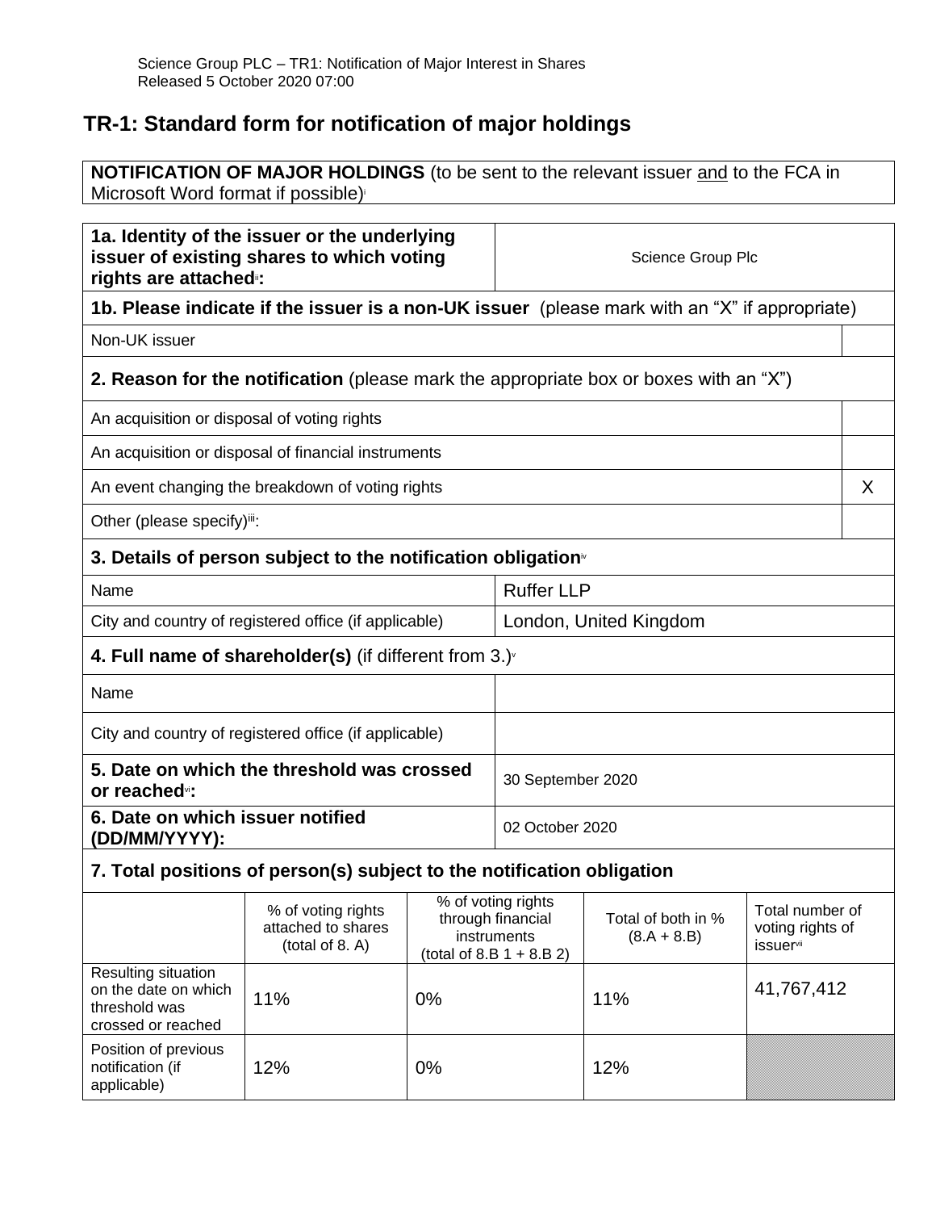Science Group PLC – TR1: Notification of Major Interest in Shares
Released 5 October 2020 07:00

# TR-1: Standard form for notification of major holdings

**NOTIFICATION OF MAJOR HOLDINGS** (to be sent to the relevant issuer and to the FCA in Microsoft Word format if possible)[i]

| **1a. Identity of the issuer or the underlying issuer of existing shares to which voting rights are attached**[ii]**:** | Science Group Plc |
|---|---|

**1b. Please indicate if the issuer is a non-UK issuer** (please mark with an "X" if appropriate)

| Non-UK issuer | |
|---|---|

**2. Reason for the notification** (please mark the appropriate box or boxes with an "X")

| | |
|---|---|
| An acquisition or disposal of voting rights | |
| An acquisition or disposal of financial instruments | |
| An event changing the breakdown of voting rights | X |
| Other (please specify)[iii]: | |

**3. Details of person subject to the notification obligation**[iv]

| | |
|---|---|
| Name | Ruffer LLP |
| City and country of registered office (if applicable) | London, United Kingdom |

**4. Full name of shareholder(s)** (if different from 3.)[v]

| | |
|---|---|
| Name | |
| City and country of registered office (if applicable) | |

| | |
|---|---|
| **5. Date on which the threshold was crossed or reached**[vi]**:** | 30 September 2020 |
| **6. Date on which issuer notified (DD/MM/YYYY):** | 02 October 2020 |

**7. Total positions of person(s) subject to the notification obligation**

| | % of voting rights attached to shares (total of 8. A) | % of voting rights through financial instruments (total of 8.B 1 + 8.B 2) | Total of both in % (8.A + 8.B) | Total number of voting rights of issuer[vii] |
|---|---|---|---|---|
| Resulting situation on the date on which threshold was crossed or reached | 11% | 0% | 11% | 41,767,412 |
| Position of previous notification (if applicable) | 12% | 0% | 12% | |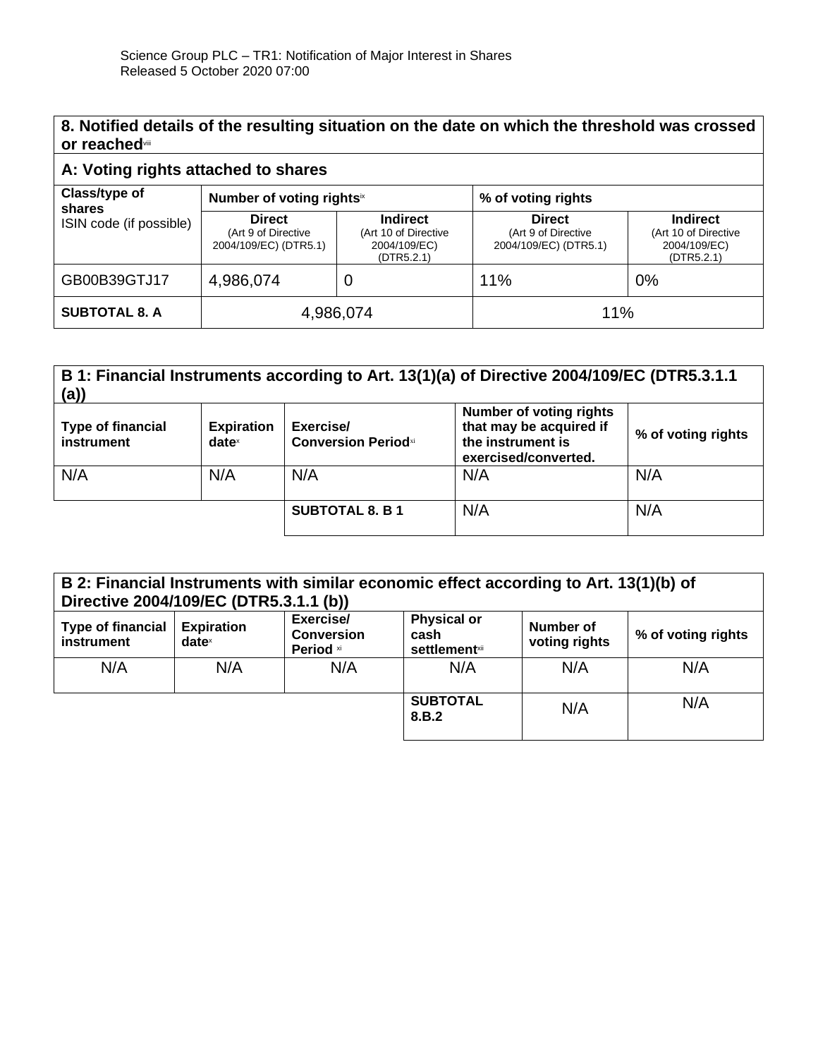## 8. Notified details of the resulting situation on the date on which the threshold was crossed or reached[viii]

### A: Voting rights attached to shares

| Class/type of shares ISIN code (if possible) | Number of voting rights[ix] | | % of voting rights | |
|---|---|---|---|---|
| | **Direct** (Art 9 of Directive 2004/109/EC) (DTR5.1) | **Indirect** (Art 10 of Directive 2004/109/EC) (DTR5.2.1) | **Direct** (Art 9 of Directive 2004/109/EC) (DTR5.1) | **Indirect** (Art 10 of Directive 2004/109/EC) (DTR5.2.1) |
| GB00B39GTJ17 | 4,986,074 | 0 | 11% | 0% |
| **SUBTOTAL 8. A** | 4,986,074 | | 11% | |

### B 1: Financial Instruments according to Art. 13(1)(a) of Directive 2004/109/EC (DTR5.3.1.1 (a))

| Type of financial instrument | Expiration date[x] | Exercise/ Conversion Period[xi] | Number of voting rights that may be acquired if the instrument is exercised/converted. | % of voting rights |
|---|---|---|---|---|
| N/A | N/A | N/A | N/A | N/A |
| | | **SUBTOTAL 8. B 1** | N/A | N/A |

### B 2: Financial Instruments with similar economic effect according to Art. 13(1)(b) of Directive 2004/109/EC (DTR5.3.1.1 (b))

| Type of financial instrument | Expiration date[x] | Exercise/ Conversion Period [xi] | Physical or cash settlement[xii] | Number of voting rights | % of voting rights |
|---|---|---|---|---|---|
| N/A | N/A | N/A | N/A | N/A | N/A |
| | | | **SUBTOTAL 8.B.2** | N/A | N/A |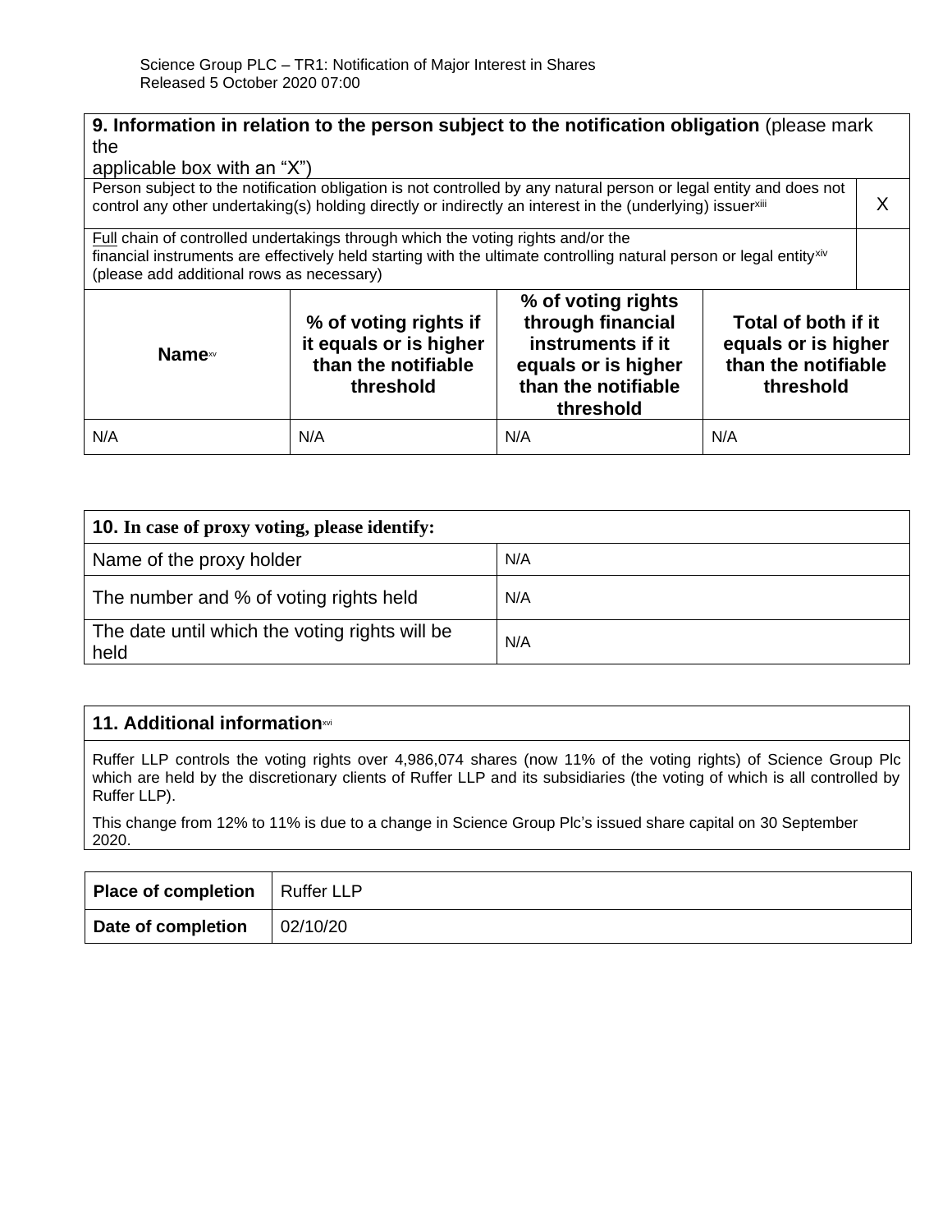Science Group PLC – TR1: Notification of Major Interest in Shares
Released 5 October 2020 07:00

| **9. Information in relation to the person subject to the notification obligation** (please mark the applicable box with an "X") | |
|---|---|
| Person subject to the notification obligation is not controlled by any natural person or legal entity and does not control any other undertaking(s) holding directly or indirectly an interest in the (underlying) issuer[xiii] | X |
| Full chain of controlled undertakings through which the voting rights and/or the financial instruments are effectively held starting with the ultimate controlling natural person or legal entity[xiv] (please add additional rows as necessary) | |

| **Name**[xv] | **% of voting rights if it equals or is higher than the notifiable threshold** | **% of voting rights through financial instruments if it equals or is higher than the notifiable threshold** | **Total of both if it equals or is higher than the notifiable threshold** |
|---|---|---|---|
| N/A | N/A | N/A | N/A |

| **10. In case of proxy voting, please identify:** | |
|---|---|
| Name of the proxy holder | N/A |
| The number and % of voting rights held | N/A |
| The date until which the voting rights will be held | N/A |

**11. Additional information**[xvi]

Ruffer LLP controls the voting rights over 4,986,074 shares (now 11% of the voting rights) of Science Group Plc which are held by the discretionary clients of Ruffer LLP and its subsidiaries (the voting of which is all controlled by Ruffer LLP).

This change from 12% to 11% is due to a change in Science Group Plc's issued share capital on 30 September 2020.

| | |
|---|---|
| **Place of completion** | Ruffer LLP |
| **Date of completion** | 02/10/20 |